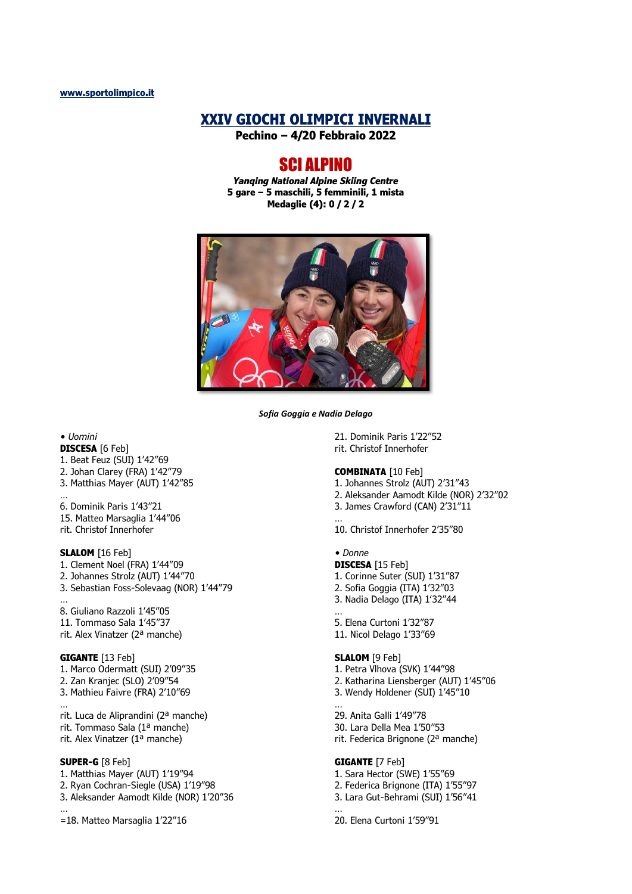www.sportolimpico.it

# XXIV GIOCHI OLIMPICI INVERNALI

**Pechino – 4/20 Febbraio 2022**

## SCI ALPINO

***Yanqing National Alpine Skiing Centre***
**5 gare – 5 maschili, 5 femminili, 1 mista**
**Medaglie (4): 0 / 2 / 2**

*Sofia Goggia e Nadia Delago*

• *Uomini*

**DISCESA** [6 Feb]
1. Beat Feuz (SUI) 1'42"69
2. Johan Clarey (FRA) 1'42"79
3. Matthias Mayer (AUT) 1'42"85

…
6. Dominik Paris 1'43"21
15. Matteo Marsaglia 1'44"06
rit. Christof Innerhofer

**SLALOM** [16 Feb]
1. Clement Noel (FRA) 1'44"09
2. Johannes Strolz (AUT) 1'44"70
3. Sebastian Foss-Solevaag (NOR) 1'44"79

…
8. Giuliano Razzoli 1'45"05
11. Tommaso Sala 1'45"37
rit. Alex Vinatzer (2ª manche)

**GIGANTE** [13 Feb]
1. Marco Odermatt (SUI) 2'09"35
2. Zan Kranjec (SLO) 2'09"54
3. Mathieu Faivre (FRA) 2'10"69

…
rit. Luca de Aliprandini (2ª manche)
rit. Tommaso Sala (1ª manche)
rit. Alex Vinatzer (1ª manche)

**SUPER-G** [8 Feb]
1. Matthias Mayer (AUT) 1'19"94
2. Ryan Cochran-Siegle (USA) 1'19"98
3. Aleksander Aamodt Kilde (NOR) 1'20"36

…
=18. Matteo Marsaglia 1'22"16
21. Dominik Paris 1'22"52
rit. Christof Innerhofer

**COMBINATA** [10 Feb]
1. Johannes Strolz (AUT) 2'31"43
2. Aleksander Aamodt Kilde (NOR) 2'32"02
3. James Crawford (CAN) 2'31"11

…
10. Christof Innerhofer 2'35"80

• *Donne*

**DISCESA** [15 Feb]
1. Corinne Suter (SUI) 1'31"87
2. Sofia Goggia (ITA) 1'32"03
3. Nadia Delago (ITA) 1'32"44

…
5. Elena Curtoni 1'32"87
11. Nicol Delago 1'33"69

**SLALOM** [9 Feb]
1. Petra Vlhova (SVK) 1'44"98
2. Katharina Liensberger (AUT) 1'45"06
3. Wendy Holdener (SUI) 1'45"10

…
29. Anita Galli 1'49"78
30. Lara Della Mea 1'50"53
rit. Federica Brignone (2ª manche)

**GIGANTE** [7 Feb]
1. Sara Hector (SWE) 1'55"69
2. Federica Brignone (ITA) 1'55"97
3. Lara Gut-Behrami (SUI) 1'56"41

…
20. Elena Curtoni 1'59"91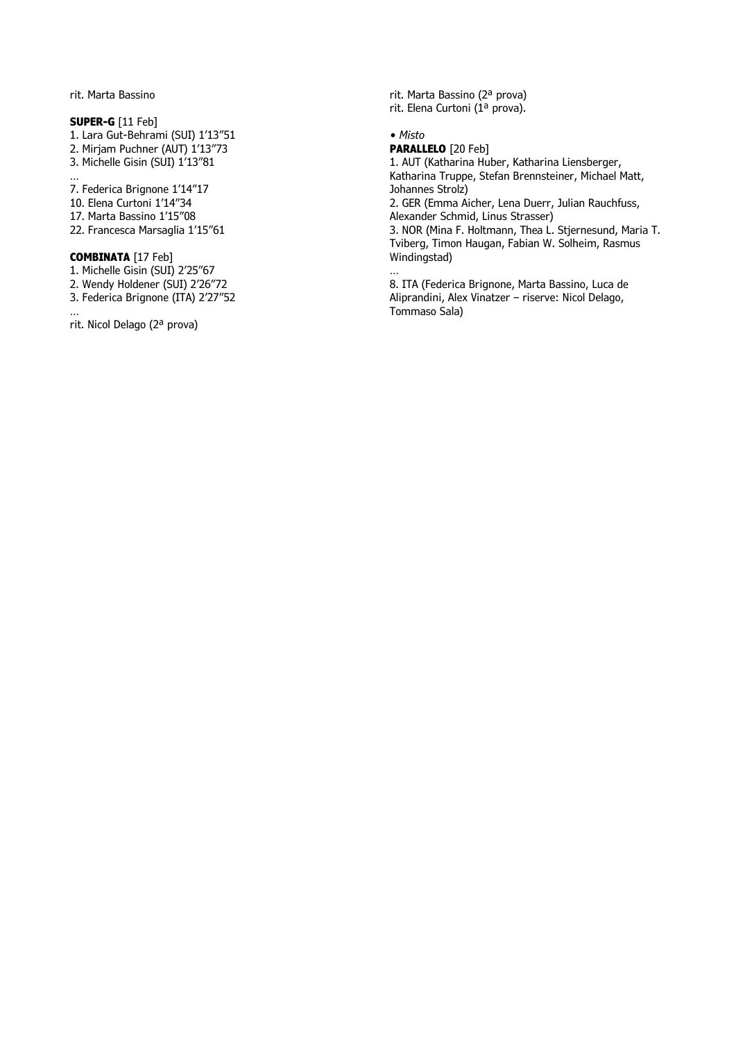rit. Marta Bassino

**SUPER-G** [11 Feb]

1. Lara Gut-Behrami (SUI) 1'13"51
2. Mirjam Puchner (AUT) 1'13"73
3. Michelle Gisin (SUI) 1'13"81

…

7. Federica Brignone 1'14"17
10. Elena Curtoni 1'14"34
17. Marta Bassino 1'15"08
22. Francesca Marsaglia 1'15"61

**COMBINATA** [17 Feb]

1. Michelle Gisin (SUI) 2'25"67
2. Wendy Holdener (SUI) 2'26"72
3. Federica Brignone (ITA) 2'27"52

…

rit. Nicol Delago (2ª prova)
rit. Marta Bassino (2ª prova)
rit. Elena Curtoni (1ª prova).

• *Misto*

**PARALLELO** [20 Feb]

1. AUT (Katharina Huber, Katharina Liensberger, Katharina Truppe, Stefan Brennsteiner, Michael Matt, Johannes Strolz)
2. GER (Emma Aicher, Lena Duerr, Julian Rauchfuss, Alexander Schmid, Linus Strasser)
3. NOR (Mina F. Holtmann, Thea L. Stjernesund, Maria T. Tviberg, Timon Haugan, Fabian W. Solheim, Rasmus Windingstad)

…

8. ITA (Federica Brignone, Marta Bassino, Luca de Aliprandini, Alex Vinatzer – riserve: Nicol Delago, Tommaso Sala)